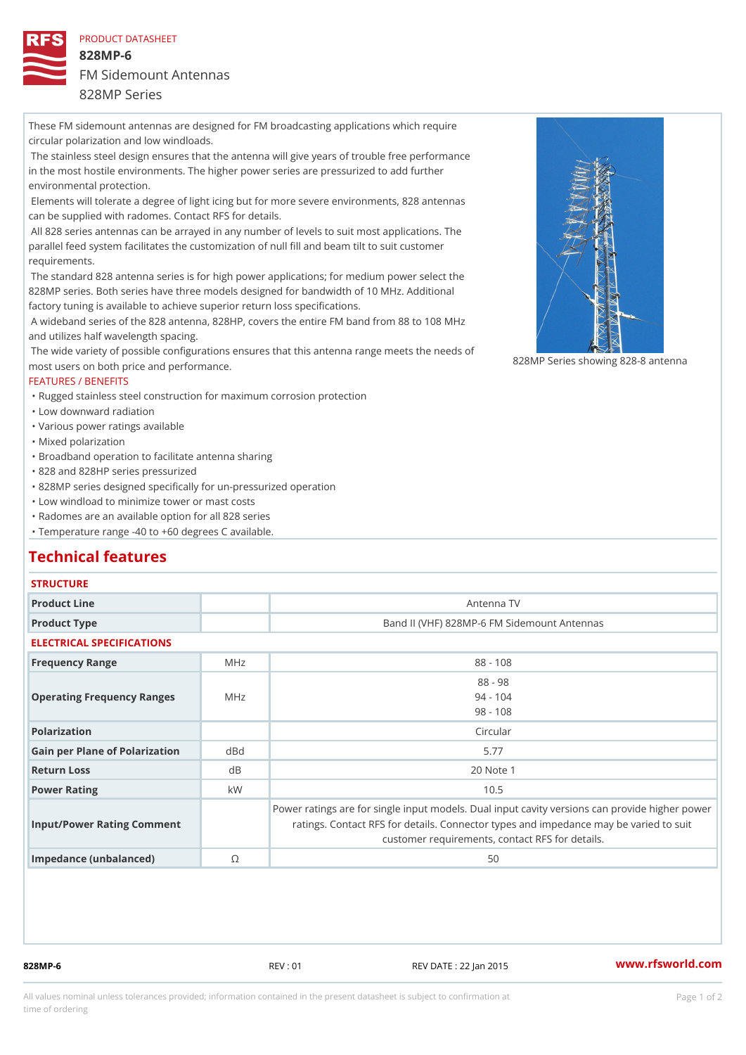PRODUCT DATASHEET

# 828MP-6

## FM Sidemount Antennas

828MP Series

These FM sidemount antennas are designed for FM broadcasting applications which require circular polarization and low windloads.

The stainless steel design ensures that the antenna will give years of trouble free performance in the most hostile environments. The higher power series are pressurized to add further environmental protection.

Elements will tolerate a degree of light icing but for more severe environments, 828 antennas can be supplied with radomes. Contact RFS for details.

All 828 series antennas can be arrayed in any number of levels to suit most applications. The parallel feed system facilitates the customization of null fill and beam tilt to suit customer requirements.

The standard 828 antenna series is for high power applications; for medium power select the 828MP series. Both series have three models designed for bandwidth of 10 MHz. Additional factory tuning is available to achieve superior return loss specifications.

A wideband series of the 828 antenna, 828HP, covers the entire FM band from 88 to 108 MHz and utilizes half wavelength spacing.

The wide variety of possible configurations ensures that this antenna range meets the needs of most users on both price and performance.

828MP Series showing 828-8 antenna

FEATURES / BENEFITS

- Rugged stainless steel construction for maximum corrosion protection
- Low downward radiation
- Various power ratings available
- Mixed polarization
- Broadband operation to facilitate antenna sharing
- 828 and 828HP series pressurized
- 828MP series designed specifically for un-pressurized operation
- Low windload to minimize tower or mast costs
- Radomes are an available option for all 828 series
- Temperature range -40 to +60 degrees C available.

## Technical features

### STRUCTURE

| | | |
|---|---|---|
| Product Line | | Antenna TV |
| Product Type | | Band II (VHF) 828MP-6 FM Sidemount Antennas |

### ELECTRICAL SPECIFICATIONS

| | | |
|---|---|---|
| Frequency Range | MHz | 88 - 108 |
| Operating Frequency Ranges | MHz | 88 - 98<br>94 - 104<br>98 - 108 |
| Polarization | | Circular |
| Gain per Plane of Polarization | dBd | 5.77 |
| Return Loss | dB | 20 Note 1 |
| Power Rating | kW | 10.5 |
| Input/Power Rating Comment | | Power ratings are for single input models. Dual input cavity versions can provide higher power ratings. Contact RFS for details. Connector types and impedance may be varied to suit customer requirements, contact RFS for details. |
| Impedance (unbalanced) | Ω | 50 |

828MP-6 REV : 01 REV DATE : 22 Jan 2015 www.rfsworld.com

All values nominal unless tolerances provided; information contained in the present datasheet is subject to confirmation at time of ordering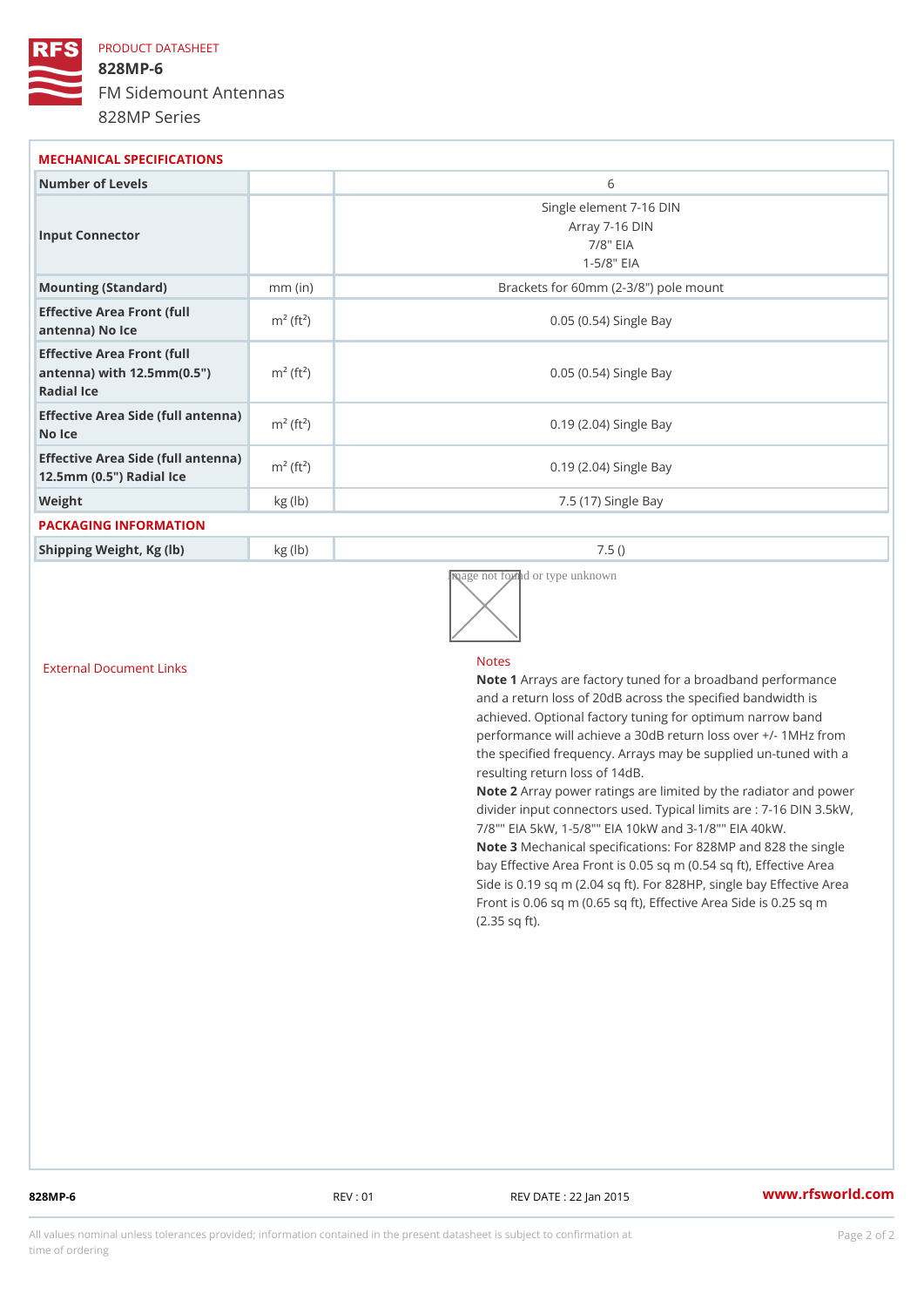## MECHANICAL SPECIFICATIONS

| | | |
|---|---|---|
| Number of Levels | | 6 |
| Input Connector | | Single element 7-16 DIN<br>Array 7-16 DIN<br>7/8" EIA<br>1-5/8" EIA |
| Mounting (Standard) | mm (in) | Brackets for 60mm (2-3/8") pole mount |
| Effective Area Front (full antenna) No Ice | $m^2$ ($ft^2$) | 0.05 (0.54) Single Bay |
| Effective Area Front (full antenna) with 12.5mm(0.5") Radial Ice | $m^2$ ($ft^2$) | 0.05 (0.54) Single Bay |
| Effective Area Side (full antenna) No Ice | $m^2$ ($ft^2$) | 0.19 (2.04) Single Bay |
| Effective Area Side (full antenna) 12.5mm (0.5") Radial Ice | $m^2$ ($ft^2$) | 0.19 (2.04) Single Bay |
| Weight | kg (lb) | 7.5 (17) Single Bay |

## PACKAGING INFORMATION

| | | |
|---|---|---|
| Shipping Weight, Kg (lb) | kg (lb) | 7.5 () |

Image not found or type unknown

External Document Links

Notes

**Note 1** Arrays are factory tuned for a broadband performance and a return loss of 20dB across the specified bandwidth is achieved. Optional factory tuning for optimum narrow band performance will achieve a 30dB return loss over +/- 1MHz from the specified frequency. Arrays may be supplied un-tuned with a resulting return loss of 14dB.

**Note 2** Array power ratings are limited by the radiator and power divider input connectors used. Typical limits are : 7-16 DIN 3.5kW, 7/8"" EIA 5kW, 1-5/8"" EIA 10kW and 3-1/8"" EIA 40kW.

**Note 3** Mechanical specifications: For 828MP and 828 the single bay Effective Area Front is 0.05 sq m (0.54 sq ft), Effective Area Side is 0.19 sq m (2.04 sq ft). For 828HP, single bay Effective Area Front is 0.06 sq m (0.65 sq ft), Effective Area Side is 0.25 sq m (2.35 sq ft).